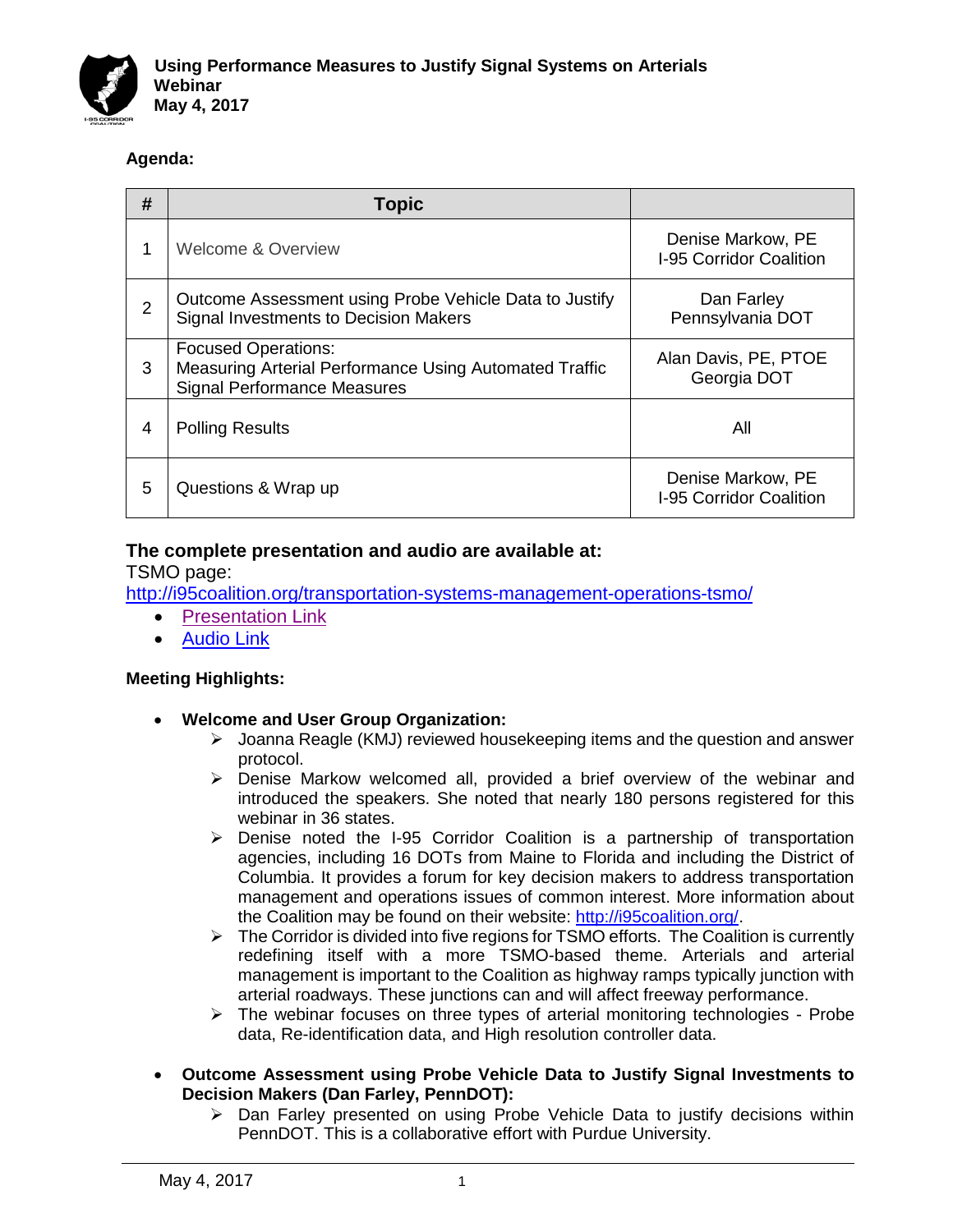# Using Performance Measures to Justify Signal Systems on Arterials Webinar
# May 4, 2017

**Agenda:**

| # | Topic | |
|---|---|---|
| 1 | Welcome & Overview | Denise Markow, PE<br>I-95 Corridor Coalition |
| 2 | Outcome Assessment using Probe Vehicle Data to Justify Signal Investments to Decision Makers | Dan Farley<br>Pennsylvania DOT |
| 3 | Focused Operations:<br>Measuring Arterial Performance Using Automated Traffic Signal Performance Measures | Alan Davis, PE, PTOE<br>Georgia DOT |
| 4 | Polling Results | All |
| 5 | Questions & Wrap up | Denise Markow, PE<br>I-95 Corridor Coalition |

**The complete presentation and audio are available at:**

TSMO page:
http://i95coalition.org/transportation-systems-management-operations-tsmo/

- Presentation Link
- Audio Link

**Meeting Highlights:**

- **Welcome and User Group Organization:**
  - Joanna Reagle (KMJ) reviewed housekeeping items and the question and answer protocol.
  - Denise Markow welcomed all, provided a brief overview of the webinar and introduced the speakers. She noted that nearly 180 persons registered for this webinar in 36 states.
  - Denise noted the I-95 Corridor Coalition is a partnership of transportation agencies, including 16 DOTs from Maine to Florida and including the District of Columbia. It provides a forum for key decision makers to address transportation management and operations issues of common interest. More information about the Coalition may be found on their website: http://i95coalition.org/.
  - The Corridor is divided into five regions for TSMO efforts. The Coalition is currently redefining itself with a more TSMO-based theme. Arterials and arterial management is important to the Coalition as highway ramps typically junction with arterial roadways. These junctions can and will affect freeway performance.
  - The webinar focuses on three types of arterial monitoring technologies - Probe data, Re-identification data, and High resolution controller data.

- **Outcome Assessment using Probe Vehicle Data to Justify Signal Investments to Decision Makers (Dan Farley, PennDOT):**
  - Dan Farley presented on using Probe Vehicle Data to justify decisions within PennDOT. This is a collaborative effort with Purdue University.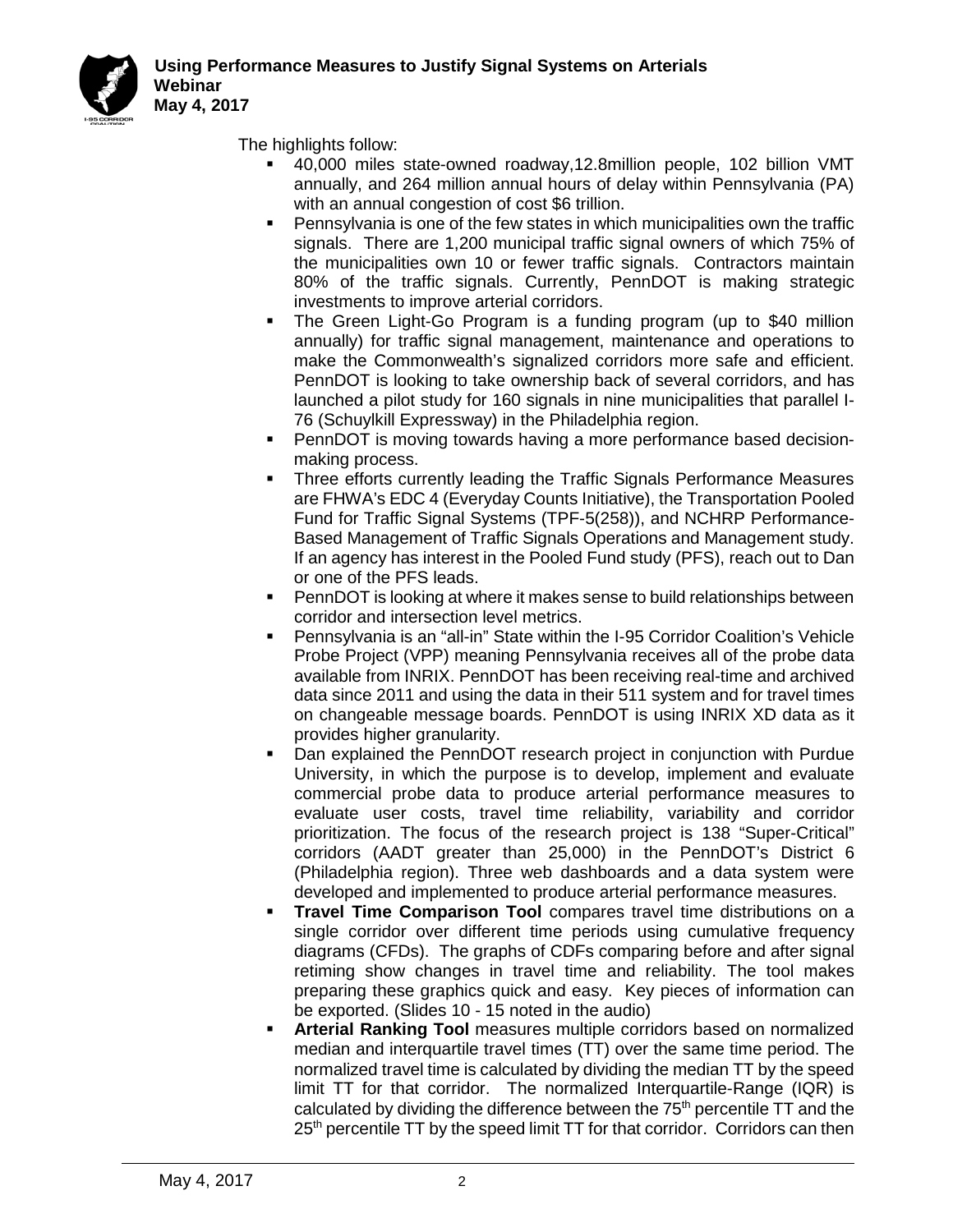The highlights follow:

- 40,000 miles state-owned roadway,12.8million people, 102 billion VMT annually, and 264 million annual hours of delay within Pennsylvania (PA) with an annual congestion of cost $6 trillion.
- Pennsylvania is one of the few states in which municipalities own the traffic signals. There are 1,200 municipal traffic signal owners of which 75% of the municipalities own 10 or fewer traffic signals. Contractors maintain 80% of the traffic signals. Currently, PennDOT is making strategic investments to improve arterial corridors.
- The Green Light-Go Program is a funding program (up to $40 million annually) for traffic signal management, maintenance and operations to make the Commonwealth's signalized corridors more safe and efficient. PennDOT is looking to take ownership back of several corridors, and has launched a pilot study for 160 signals in nine municipalities that parallel I-76 (Schuylkill Expressway) in the Philadelphia region.
- PennDOT is moving towards having a more performance based decision-making process.
- Three efforts currently leading the Traffic Signals Performance Measures are FHWA's EDC 4 (Everyday Counts Initiative), the Transportation Pooled Fund for Traffic Signal Systems (TPF-5(258)), and NCHRP Performance-Based Management of Traffic Signals Operations and Management study. If an agency has interest in the Pooled Fund study (PFS), reach out to Dan or one of the PFS leads.
- PennDOT is looking at where it makes sense to build relationships between corridor and intersection level metrics.
- Pennsylvania is an "all-in" State within the I-95 Corridor Coalition's Vehicle Probe Project (VPP) meaning Pennsylvania receives all of the probe data available from INRIX. PennDOT has been receiving real-time and archived data since 2011 and using the data in their 511 system and for travel times on changeable message boards. PennDOT is using INRIX XD data as it provides higher granularity.
- Dan explained the PennDOT research project in conjunction with Purdue University, in which the purpose is to develop, implement and evaluate commercial probe data to produce arterial performance measures to evaluate user costs, travel time reliability, variability and corridor prioritization. The focus of the research project is 138 "Super-Critical" corridors (AADT greater than 25,000) in the PennDOT's District 6 (Philadelphia region). Three web dashboards and a data system were developed and implemented to produce arterial performance measures.
- **Travel Time Comparison Tool** compares travel time distributions on a single corridor over different time periods using cumulative frequency diagrams (CFDs). The graphs of CDFs comparing before and after signal retiming show changes in travel time and reliability. The tool makes preparing these graphics quick and easy. Key pieces of information can be exported. (Slides 10 - 15 noted in the audio)
- **Arterial Ranking Tool** measures multiple corridors based on normalized median and interquartile travel times (TT) over the same time period. The normalized travel time is calculated by dividing the median TT by the speed limit TT for that corridor. The normalized Interquartile-Range (IQR) is calculated by dividing the difference between the 75th percentile TT and the 25th percentile TT by the speed limit TT for that corridor. Corridors can then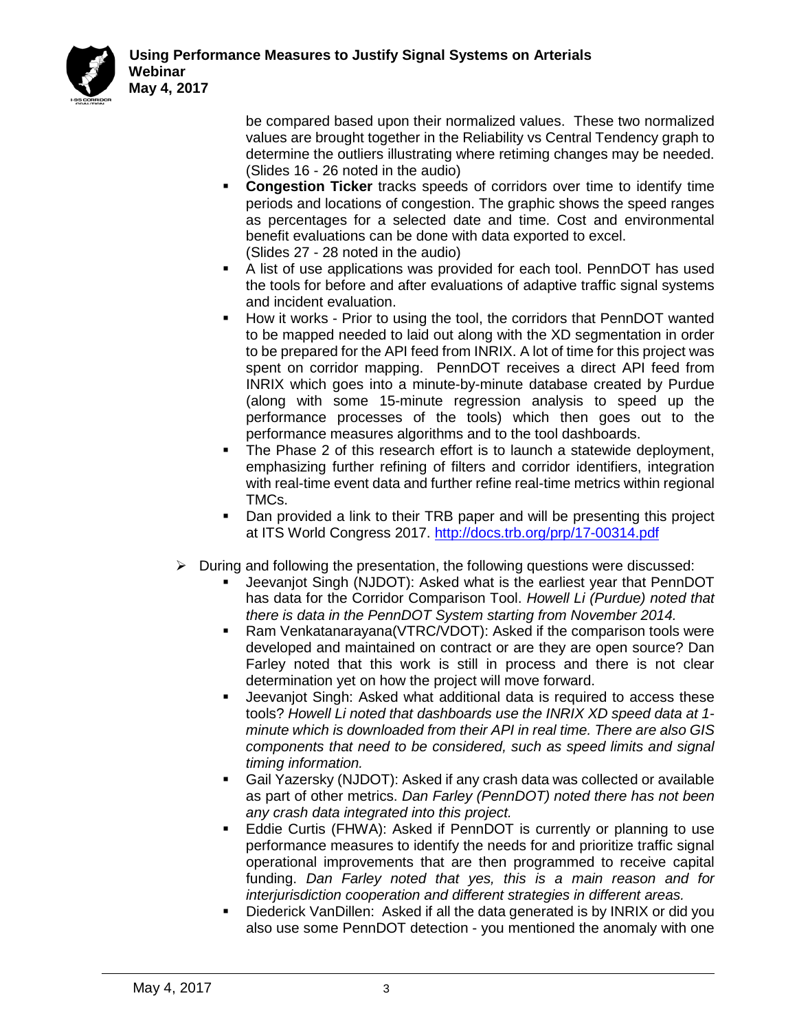be compared based upon their normalized values. These two normalized values are brought together in the Reliability vs Central Tendency graph to determine the outliers illustrating where retiming changes may be needed. (Slides 16 - 26 noted in the audio)

- **Congestion Ticker** tracks speeds of corridors over time to identify time periods and locations of congestion. The graphic shows the speed ranges as percentages for a selected date and time. Cost and environmental benefit evaluations can be done with data exported to excel. (Slides 27 - 28 noted in the audio)
- A list of use applications was provided for each tool. PennDOT has used the tools for before and after evaluations of adaptive traffic signal systems and incident evaluation.
- How it works - Prior to using the tool, the corridors that PennDOT wanted to be mapped needed to laid out along with the XD segmentation in order to be prepared for the API feed from INRIX. A lot of time for this project was spent on corridor mapping. PennDOT receives a direct API feed from INRIX which goes into a minute-by-minute database created by Purdue (along with some 15-minute regression analysis to speed up the performance processes of the tools) which then goes out to the performance measures algorithms and to the tool dashboards.
- The Phase 2 of this research effort is to launch a statewide deployment, emphasizing further refining of filters and corridor identifiers, integration with real-time event data and further refine real-time metrics within regional TMCs.
- Dan provided a link to their TRB paper and will be presenting this project at ITS World Congress 2017. http://docs.trb.org/prp/17-00314.pdf

➢ During and following the presentation, the following questions were discussed:
  - Jeevanjot Singh (NJDOT): Asked what is the earliest year that PennDOT has data for the Corridor Comparison Tool. *Howell Li (Purdue) noted that there is data in the PennDOT System starting from November 2014.*
  - Ram Venkatanarayana(VTRC/VDOT): Asked if the comparison tools were developed and maintained on contract or are they are open source? Dan Farley noted that this work is still in process and there is not clear determination yet on how the project will move forward.
  - Jeevanjot Singh: Asked what additional data is required to access these tools? *Howell Li noted that dashboards use the INRIX XD speed data at 1-minute which is downloaded from their API in real time. There are also GIS components that need to be considered, such as speed limits and signal timing information.*
  - Gail Yazersky (NJDOT): Asked if any crash data was collected or available as part of other metrics. *Dan Farley (PennDOT) noted there has not been any crash data integrated into this project.*
  - Eddie Curtis (FHWA): Asked if PennDOT is currently or planning to use performance measures to identify the needs for and prioritize traffic signal operational improvements that are then programmed to receive capital funding. *Dan Farley noted that yes, this is a main reason and for interjurisdiction cooperation and different strategies in different areas.*
  - Diederick VanDillen: Asked if all the data generated is by INRIX or did you also use some PennDOT detection - you mentioned the anomaly with one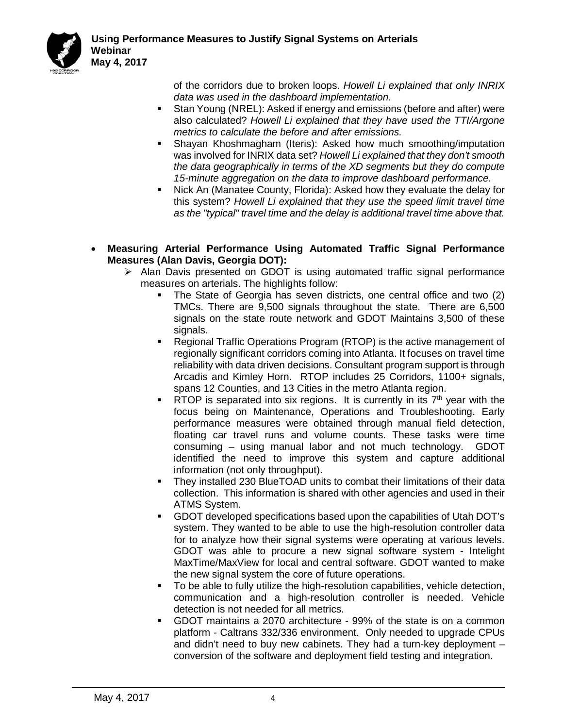of the corridors due to broken loops. *Howell Li explained that only INRIX data was used in the dashboard implementation.*

- Stan Young (NREL): Asked if energy and emissions (before and after) were also calculated? *Howell Li explained that they have used the TTI/Argone metrics to calculate the before and after emissions.*
- Shayan Khoshmagham (Iteris): Asked how much smoothing/imputation was involved for INRIX data set? *Howell Li explained that they don't smooth the data geographically in terms of the XD segments but they do compute 15-minute aggregation on the data to improve dashboard performance.*
- Nick An (Manatee County, Florida): Asked how they evaluate the delay for this system? *Howell Li explained that they use the speed limit travel time as the "typical" travel time and the delay is additional travel time above that.*

- **Measuring Arterial Performance Using Automated Traffic Signal Performance Measures (Alan Davis, Georgia DOT):**
  - Alan Davis presented on GDOT is using automated traffic signal performance measures on arterials. The highlights follow:
    - The State of Georgia has seven districts, one central office and two (2) TMCs. There are 9,500 signals throughout the state. There are 6,500 signals on the state route network and GDOT Maintains 3,500 of these signals.
    - Regional Traffic Operations Program (RTOP) is the active management of regionally significant corridors coming into Atlanta. It focuses on travel time reliability with data driven decisions. Consultant program support is through Arcadis and Kimley Horn. RTOP includes 25 Corridors, 1100+ signals, spans 12 Counties, and 13 Cities in the metro Atlanta region.
    - RTOP is separated into six regions. It is currently in its 7th year with the focus being on Maintenance, Operations and Troubleshooting. Early performance measures were obtained through manual field detection, floating car travel runs and volume counts. These tasks were time consuming – using manual labor and not much technology. GDOT identified the need to improve this system and capture additional information (not only throughput).
    - They installed 230 BlueTOAD units to combat their limitations of their data collection. This information is shared with other agencies and used in their ATMS System.
    - GDOT developed specifications based upon the capabilities of Utah DOT's system. They wanted to be able to use the high-resolution controller data for to analyze how their signal systems were operating at various levels. GDOT was able to procure a new signal software system - Intelight MaxTime/MaxView for local and central software. GDOT wanted to make the new signal system the core of future operations.
    - To be able to fully utilize the high-resolution capabilities, vehicle detection, communication and a high-resolution controller is needed. Vehicle detection is not needed for all metrics.
    - GDOT maintains a 2070 architecture - 99% of the state is on a common platform - Caltrans 332/336 environment. Only needed to upgrade CPUs and didn't need to buy new cabinets. They had a turn-key deployment – conversion of the software and deployment field testing and integration.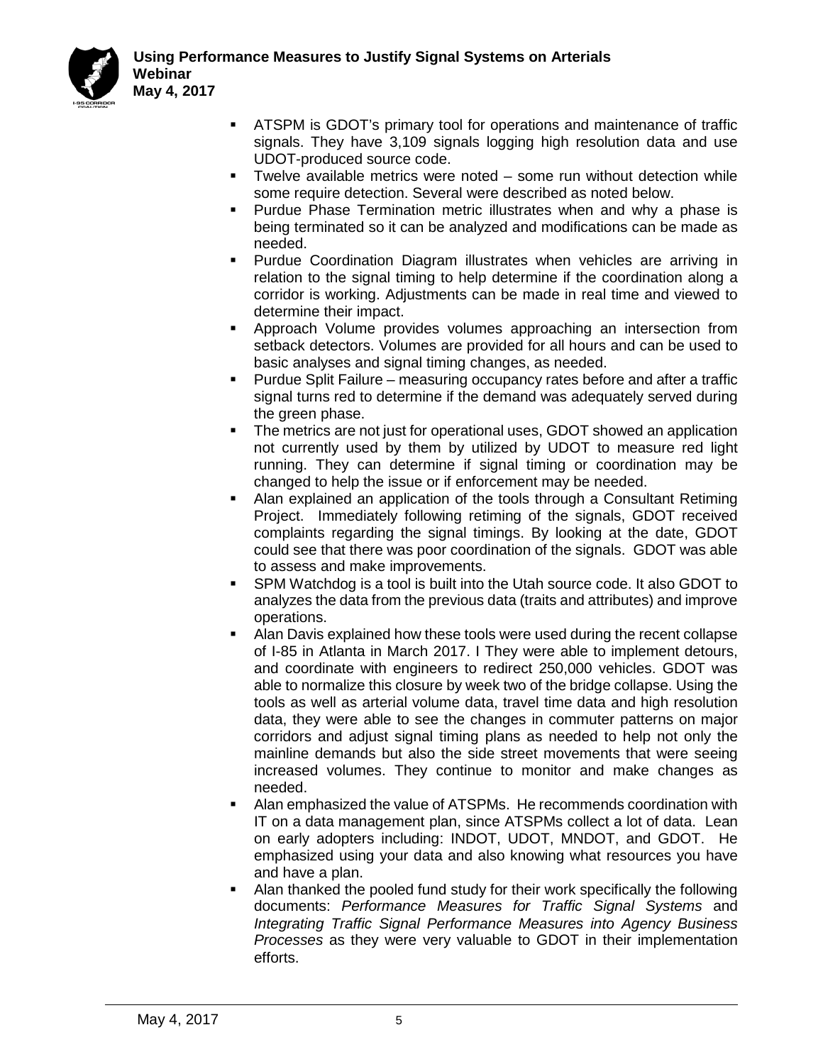- ATSPM is GDOT's primary tool for operations and maintenance of traffic signals. They have 3,109 signals logging high resolution data and use UDOT-produced source code.
- Twelve available metrics were noted – some run without detection while some require detection. Several were described as noted below.
- Purdue Phase Termination metric illustrates when and why a phase is being terminated so it can be analyzed and modifications can be made as needed.
- Purdue Coordination Diagram illustrates when vehicles are arriving in relation to the signal timing to help determine if the coordination along a corridor is working. Adjustments can be made in real time and viewed to determine their impact.
- Approach Volume provides volumes approaching an intersection from setback detectors. Volumes are provided for all hours and can be used to basic analyses and signal timing changes, as needed.
- Purdue Split Failure – measuring occupancy rates before and after a traffic signal turns red to determine if the demand was adequately served during the green phase.
- The metrics are not just for operational uses, GDOT showed an application not currently used by them by utilized by UDOT to measure red light running. They can determine if signal timing or coordination may be changed to help the issue or if enforcement may be needed.
- Alan explained an application of the tools through a Consultant Retiming Project. Immediately following retiming of the signals, GDOT received complaints regarding the signal timings. By looking at the date, GDOT could see that there was poor coordination of the signals. GDOT was able to assess and make improvements.
- SPM Watchdog is a tool is built into the Utah source code. It also GDOT to analyzes the data from the previous data (traits and attributes) and improve operations.
- Alan Davis explained how these tools were used during the recent collapse of I-85 in Atlanta in March 2017. I They were able to implement detours, and coordinate with engineers to redirect 250,000 vehicles. GDOT was able to normalize this closure by week two of the bridge collapse. Using the tools as well as arterial volume data, travel time data and high resolution data, they were able to see the changes in commuter patterns on major corridors and adjust signal timing plans as needed to help not only the mainline demands but also the side street movements that were seeing increased volumes. They continue to monitor and make changes as needed.
- Alan emphasized the value of ATSPMs. He recommends coordination with IT on a data management plan, since ATSPMs collect a lot of data. Lean on early adopters including: INDOT, UDOT, MNDOT, and GDOT. He emphasized using your data and also knowing what resources you have and have a plan.
- Alan thanked the pooled fund study for their work specifically the following documents: *Performance Measures for Traffic Signal Systems* and *Integrating Traffic Signal Performance Measures into Agency Business Processes* as they were very valuable to GDOT in their implementation efforts.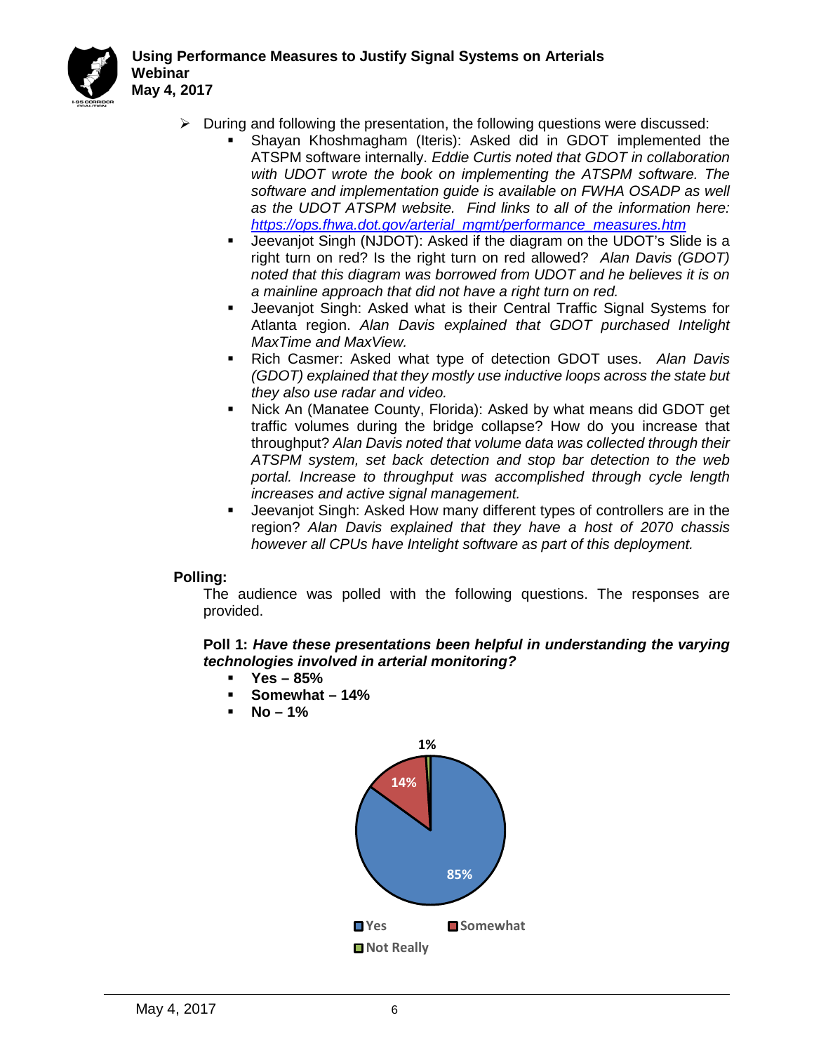- During and following the presentation, the following questions were discussed:
  - Shayan Khoshmagham (Iteris): Asked did in GDOT implemented the ATSPM software internally. *Eddie Curtis noted that GDOT in collaboration with UDOT wrote the book on implementing the ATSPM software. The software and implementation guide is available on FWHA OSADP as well as the UDOT ATSPM website. Find links to all of the information here: [https://ops.fhwa.dot.gov/arterial_mgmt/performance_measures.htm](https://ops.fhwa.dot.gov/arterial_mgmt/performance_measures.htm)*
  - Jeevanjot Singh (NJDOT): Asked if the diagram on the UDOT's Slide is a right turn on red? Is the right turn on red allowed? *Alan Davis (GDOT) noted that this diagram was borrowed from UDOT and he believes it is on a mainline approach that did not have a right turn on red.*
  - Jeevanjot Singh: Asked what is their Central Traffic Signal Systems for Atlanta region. *Alan Davis explained that GDOT purchased Intelight MaxTime and MaxView.*
  - Rich Casmer: Asked what type of detection GDOT uses. *Alan Davis (GDOT) explained that they mostly use inductive loops across the state but they also use radar and video.*
  - Nick An (Manatee County, Florida): Asked by what means did GDOT get traffic volumes during the bridge collapse? How do you increase that throughput? *Alan Davis noted that volume data was collected through their ATSPM system, set back detection and stop bar detection to the web portal. Increase to throughput was accomplished through cycle length increases and active signal management.*
  - Jeevanjot Singh: Asked How many different types of controllers are in the region? *Alan Davis explained that they have a host of 2070 chassis however all CPUs have Intelight software as part of this deployment.*

**Polling:**

The audience was polled with the following questions. The responses are provided.

**Poll 1: *Have these presentations been helpful in understanding the varying technologies involved in arterial monitoring?***

- **Yes – 85%**
- **Somewhat – 14%**
- **No – 1%**

1%
14%
85%
Yes
Somewhat
Not Really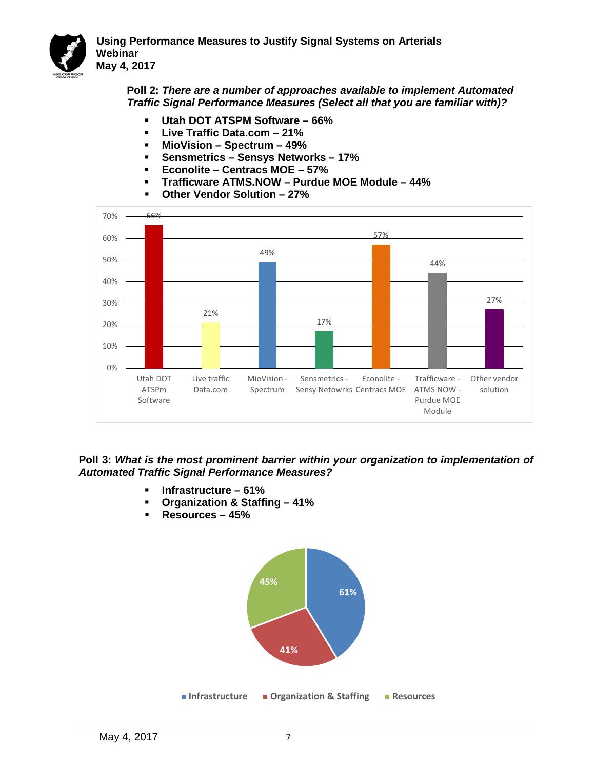**Poll 2:** ***There are a number of approaches available to implement Automated Traffic Signal Performance Measures (Select all that you are familiar with)?***

- **Utah DOT ATSPM Software – 66%**
- **Live Traffic Data.com – 21%**
- **MioVision – Spectrum – 49%**
- **Sensmetrics – Sensys Networks – 17%**
- **Econolite – Centracs MOE – 57%**
- **Trafficware ATMS.NOW – Purdue MOE Module – 44%**
- **Other Vendor Solution – 27%**

70%
60%
50%
40%
30%
20%
10%
0%

66%
21%
49%
17%
57%
44%
27%

Utah DOT ATSPm Software
Live traffic Data.com
MioVision - Spectrum
Sensmetrics - Sensy Netowrks
Econolite - Centracs MOE
Trafficware - ATMS NOW - Purdue MOE Module
Other vendor solution

**Poll 3:** ***What is the most prominent barrier within your organization to implementation of Automated Traffic Signal Performance Measures?***

- **Infrastructure – 61%**
- **Organization & Staffing – 41%**
- **Resources – 45%**

61%
41%
45%

Infrastructure
Organization & Staffing
Resources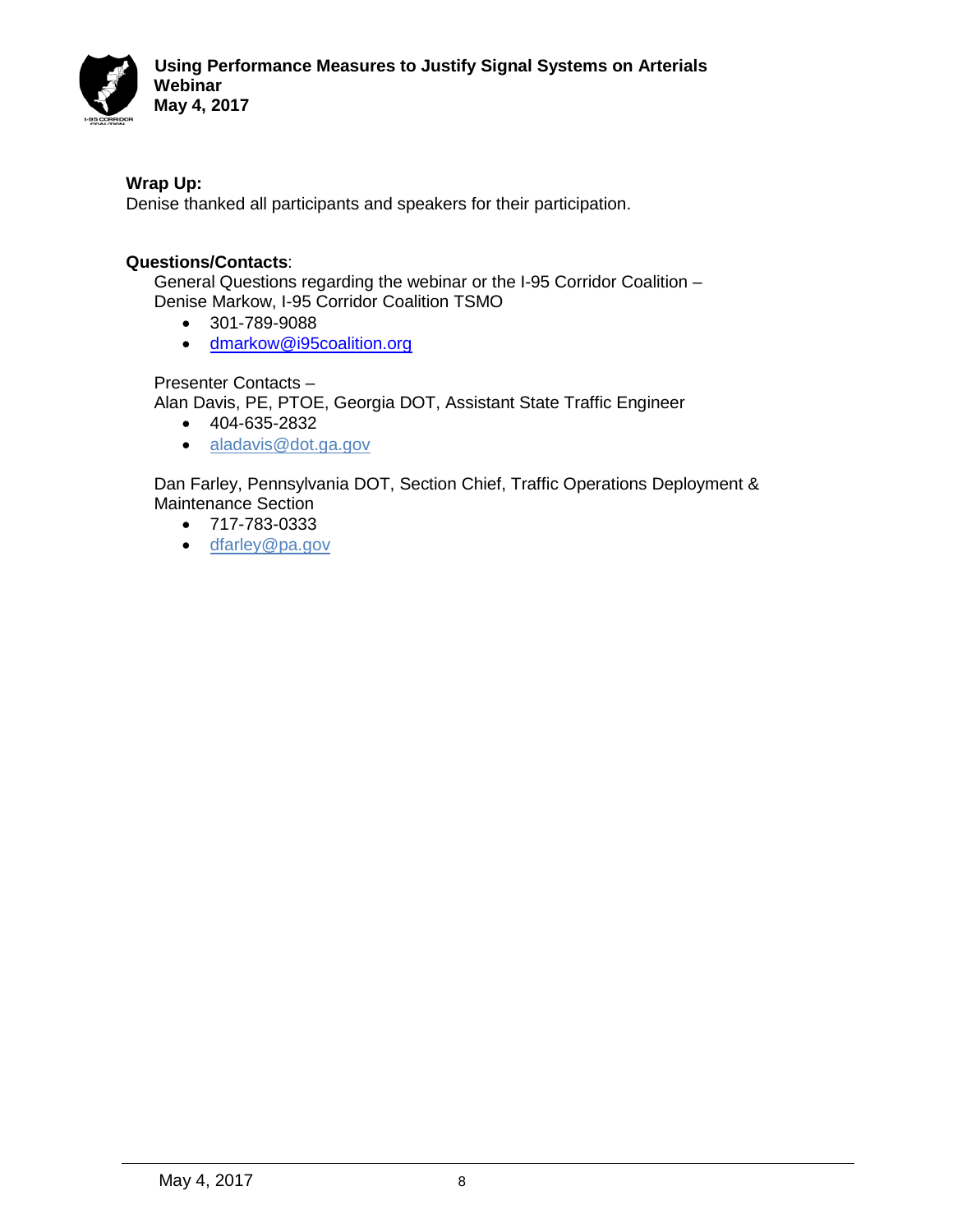**Wrap Up:**

Denise thanked all participants and speakers for their participation.

**Questions/Contacts**:

General Questions regarding the webinar or the I-95 Corridor Coalition –
Denise Markow, I-95 Corridor Coalition TSMO

- 301-789-9088
- dmarkow@i95coalition.org

Presenter Contacts –
Alan Davis, PE, PTOE, Georgia DOT, Assistant State Traffic Engineer

- 404-635-2832
- aladavis@dot.ga.gov

Dan Farley, Pennsylvania DOT, Section Chief, Traffic Operations Deployment & Maintenance Section

- 717-783-0333
- dfarley@pa.gov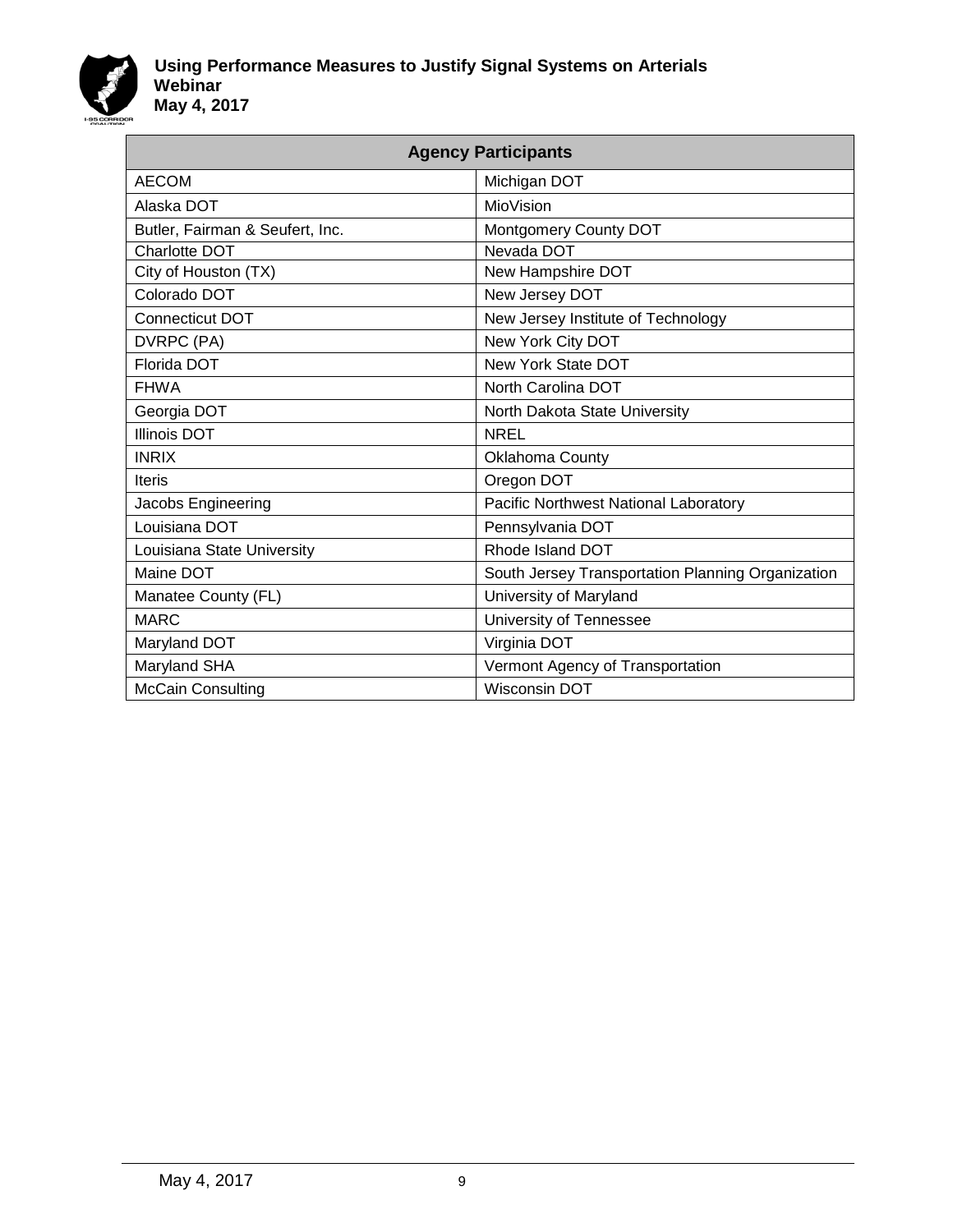| Agency Participants | |
|---|---|
| AECOM | Michigan DOT |
| Alaska DOT | MioVision |
| Butler, Fairman & Seufert, Inc. | Montgomery County DOT |
| Charlotte DOT | Nevada DOT |
| City of Houston (TX) | New Hampshire DOT |
| Colorado DOT | New Jersey DOT |
| Connecticut DOT | New Jersey Institute of Technology |
| DVRPC (PA) | New York City DOT |
| Florida DOT | New York State DOT |
| FHWA | North Carolina DOT |
| Georgia DOT | North Dakota State University |
| Illinois DOT | NREL |
| INRIX | Oklahoma County |
| Iteris | Oregon DOT |
| Jacobs Engineering | Pacific Northwest National Laboratory |
| Louisiana DOT | Pennsylvania DOT |
| Louisiana State University | Rhode Island DOT |
| Maine DOT | South Jersey Transportation Planning Organization |
| Manatee County (FL) | University of Maryland |
| MARC | University of Tennessee |
| Maryland DOT | Virginia DOT |
| Maryland SHA | Vermont Agency of Transportation |
| McCain Consulting | Wisconsin DOT |